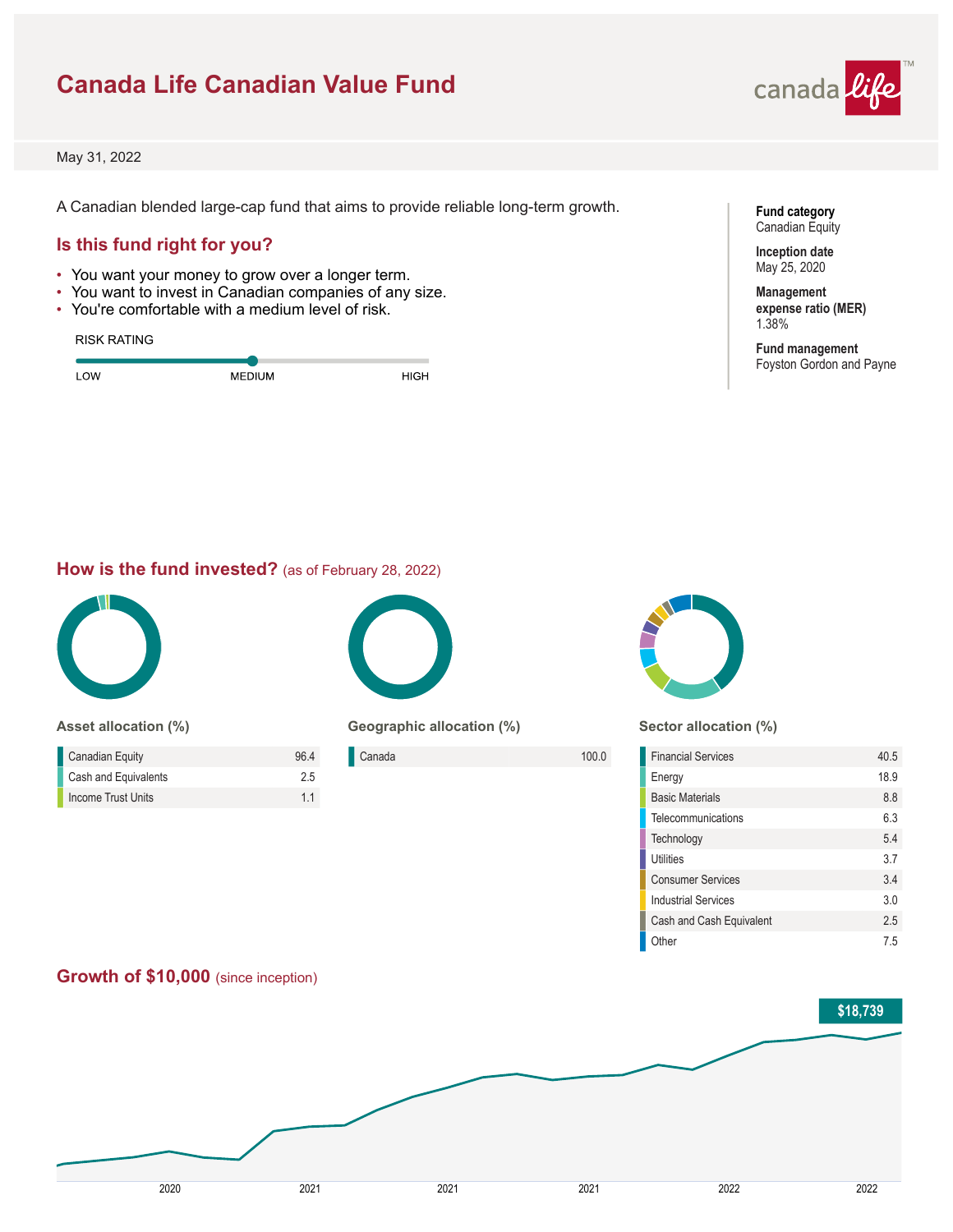# Canada Life Canadian Value Fund

May 31, 2022

A Canadian blended large-cap fund that aims to provide reliable long-term growth.

## Is this fund right for you?

- You want your money to grow over a longer term.
- You want to invest in Canadian companies of any size.
- You're comfortable with a medium level of risk.

RISK RATING

LOW — MEDIUM — HIGH

**Fund category**
Canadian Equity

**Inception date**
May 25, 2020

**Management expense ratio (MER)**
1.38%

**Fund management**
Foyston Gordon and Payne

## How is the fund invested? (as of February 28, 2022)

### Asset allocation (%)

| Asset | % |
|---|---|
| Canadian Equity | 96.4 |
| Cash and Equivalents | 2.5 |
| Income Trust Units | 1.1 |

### Geographic allocation (%)

| Region | % |
|---|---|
| Canada | 100.0 |

### Sector allocation (%)

| Sector | % |
|---|---|
| Financial Services | 40.5 |
| Energy | 18.9 |
| Basic Materials | 8.8 |
| Telecommunications | 6.3 |
| Technology | 5.4 |
| Utilities | 3.7 |
| Consumer Services | 3.4 |
| Industrial Services | 3.0 |
| Cash and Cash Equivalent | 2.5 |
| Other | 7.5 |

## Growth of $10,000 (since inception)

$18,739

2020 2021 2021 2021 2022 2022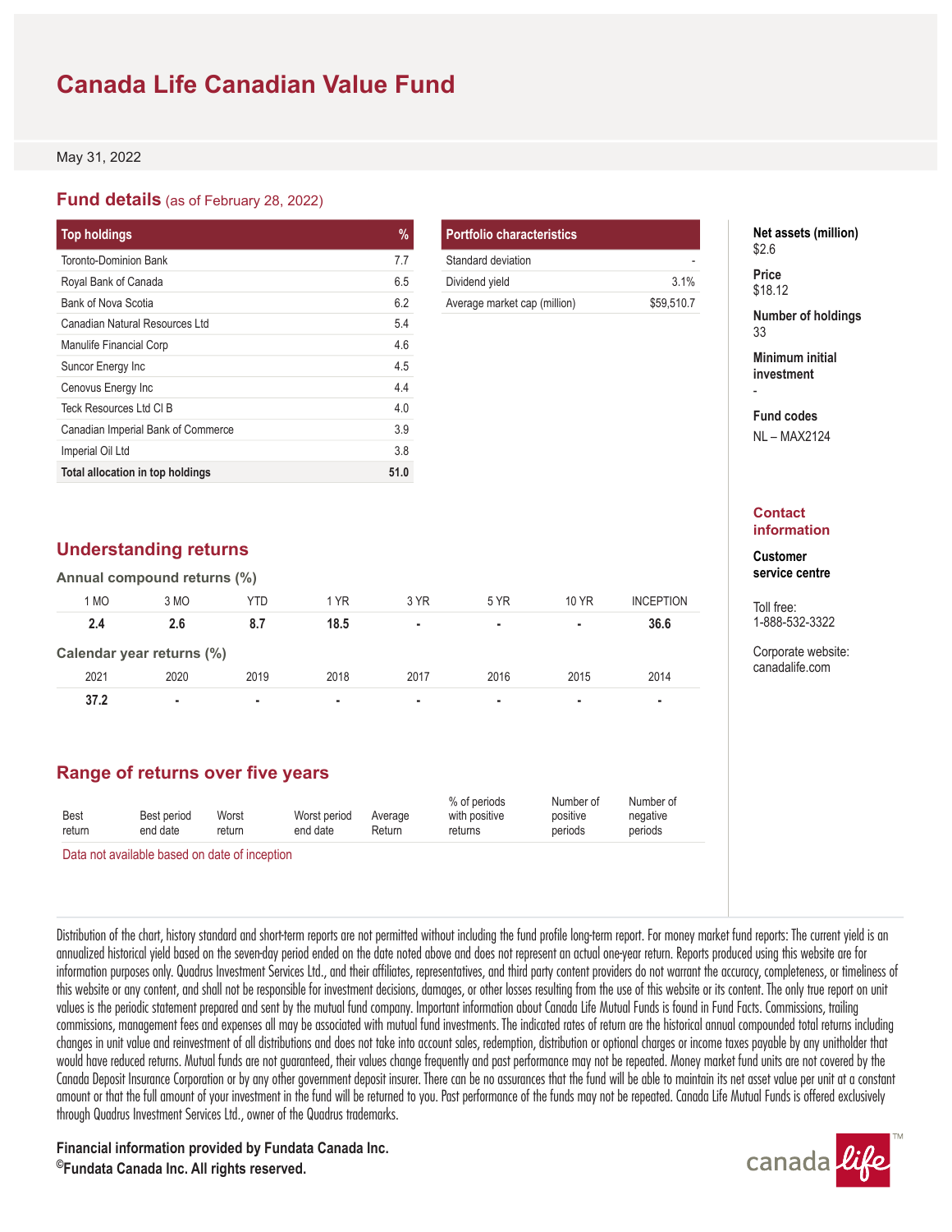# Canada Life Canadian Value Fund

May 31, 2022

## Fund details (as of February 28, 2022)

| Top holdings | % |
|---|---|
| Toronto-Dominion Bank | 7.7 |
| Royal Bank of Canada | 6.5 |
| Bank of Nova Scotia | 6.2 |
| Canadian Natural Resources Ltd | 5.4 |
| Manulife Financial Corp | 4.6 |
| Suncor Energy Inc | 4.5 |
| Cenovus Energy Inc | 4.4 |
| Teck Resources Ltd Cl B | 4.0 |
| Canadian Imperial Bank of Commerce | 3.9 |
| Imperial Oil Ltd | 3.8 |
| **Total allocation in top holdings** | **51.0** |

| Portfolio characteristics | |
|---|---|
| Standard deviation | - |
| Dividend yield | 3.1% |
| Average market cap (million) | $59,510.7 |

**Net assets (million)**
$2.6

**Price**
$18.12

**Number of holdings**
33

**Minimum initial investment**
-

**Fund codes**
NL – MAX2124

### Contact information

**Customer service centre**

Toll free:
1-888-532-3322

Corporate website:
canadalife.com

## Understanding returns

### Annual compound returns (%)

| 1 MO | 3 MO | YTD | 1 YR | 3 YR | 5 YR | 10 YR | INCEPTION |
|---|---|---|---|---|---|---|---|
| **2.4** | **2.6** | **8.7** | **18.5** | **-** | **-** | **-** | **36.6** |

### Calendar year returns (%)

| 2021 | 2020 | 2019 | 2018 | 2017 | 2016 | 2015 | 2014 |
|---|---|---|---|---|---|---|---|
| **37.2** | **-** | **-** | **-** | **-** | **-** | **-** | **-** |

## Range of returns over five years

| Best return | Best period end date | Worst return | Worst period end date | Average Return | % of periods with positive returns | Number of positive periods | Number of negative periods |
|---|---|---|---|---|---|---|---|
| Data not available based on date of inception | | | | | | | |

Distribution of the chart, history standard and short-term reports are not permitted without including the fund profile long-term report. For money market fund reports: The current yield is an annualized historical yield based on the seven-day period ended on the date noted above and does not represent an actual one-year return. Reports produced using this website are for information purposes only. Quadrus Investment Services Ltd., and their affiliates, representatives, and third party content providers do not warrant the accuracy, completeness, or timeliness of this website or any content, and shall not be responsible for investment decisions, damages, or other losses resulting from the use of this website or its content. The only true report on unit values is the periodic statement prepared and sent by the mutual fund company. Important information about Canada Life Mutual Funds is found in Fund Facts. Commissions, trailing commissions, management fees and expenses all may be associated with mutual fund investments. The indicated rates of return are the historical annual compounded total returns including changes in unit value and reinvestment of all distributions and does not take into account sales, redemption, distribution or optional charges or income taxes payable by any unitholder that would have reduced returns. Mutual funds are not guaranteed, their values change frequently and past performance may not be repeated. Money market fund units are not covered by the Canada Deposit Insurance Corporation or by any other government deposit insurer. There can be no assurances that the fund will be able to maintain its net asset value per unit at a constant amount or that the full amount of your investment in the fund will be returned to you. Past performance of the funds may not be repeated. Canada Life Mutual Funds is offered exclusively through Quadrus Investment Services Ltd., owner of the Quadrus trademarks.

**Financial information provided by Fundata Canada Inc.**
**©Fundata Canada Inc. All rights reserved.**

canada life™